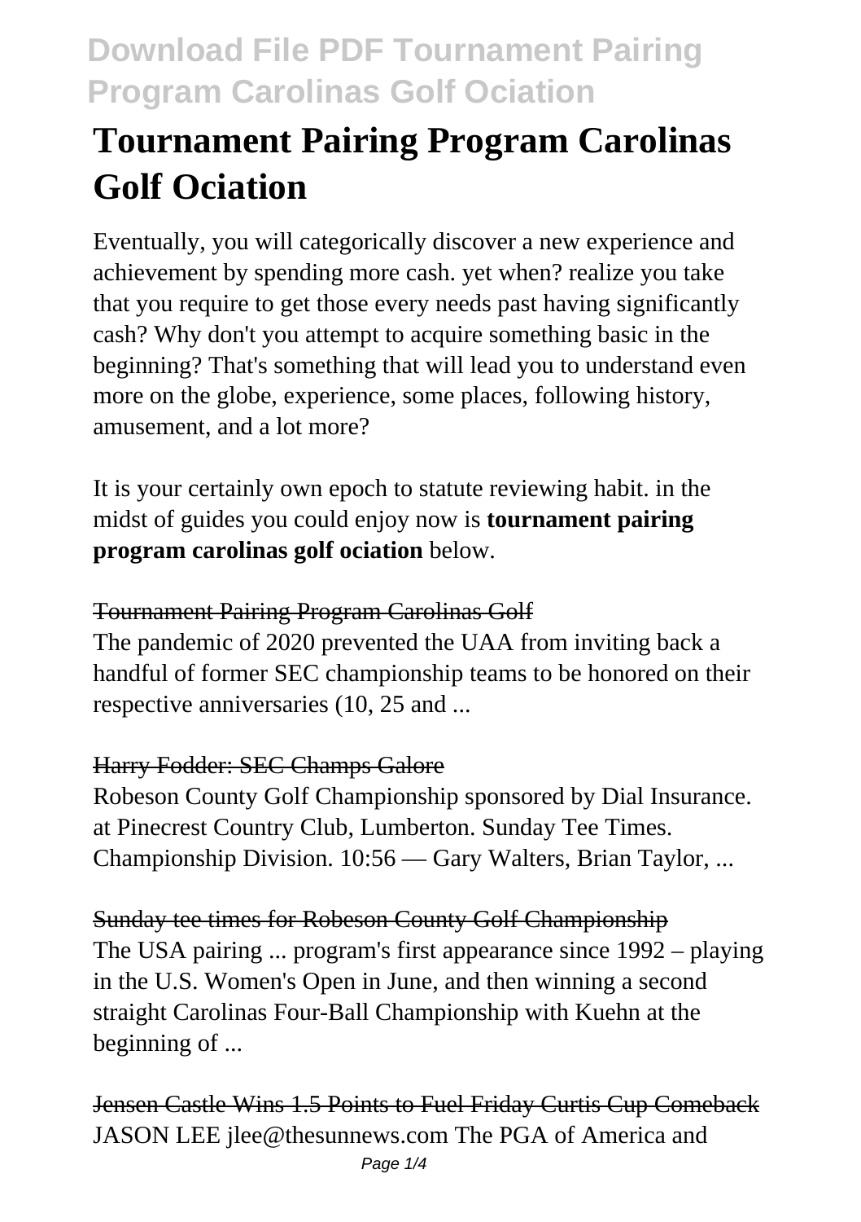# Tournament Pairing Program Carolinas Golf Ociation

Eventually, you will categorically discover a new experience and achievement by spending more cash. yet when? realize you take that you require to get those every needs past having significantly cash? Why don't you attempt to acquire something basic in the beginning? That's something that will lead you to understand even more on the globe, experience, some places, following history, amusement, and a lot more?

It is your certainly own epoch to statute reviewing habit. in the midst of guides you could enjoy now is **tournament pairing program carolinas golf ociation** below.

### Tournament Pairing Program Carolinas Golf

The pandemic of 2020 prevented the UAA from inviting back a handful of former SEC championship teams to be honored on their respective anniversaries (10, 25 and ...

### Harry Fodder: SEC Champs Galore

Robeson County Golf Championship sponsored by Dial Insurance. at Pinecrest Country Club, Lumberton. Sunday Tee Times. Championship Division. 10:56 — Gary Walters, Brian Taylor, ...

### Sunday tee times for Robeson County Golf Championship

The USA pairing ... program's first appearance since 1992 – playing in the U.S. Women's Open in June, and then winning a second straight Carolinas Four-Ball Championship with Kuehn at the beginning of ...

### Jensen Castle Wins 1.5 Points to Fuel Friday Curtis Cup Comeback

JASON LEE jlee@thesunnews.com The PGA of America and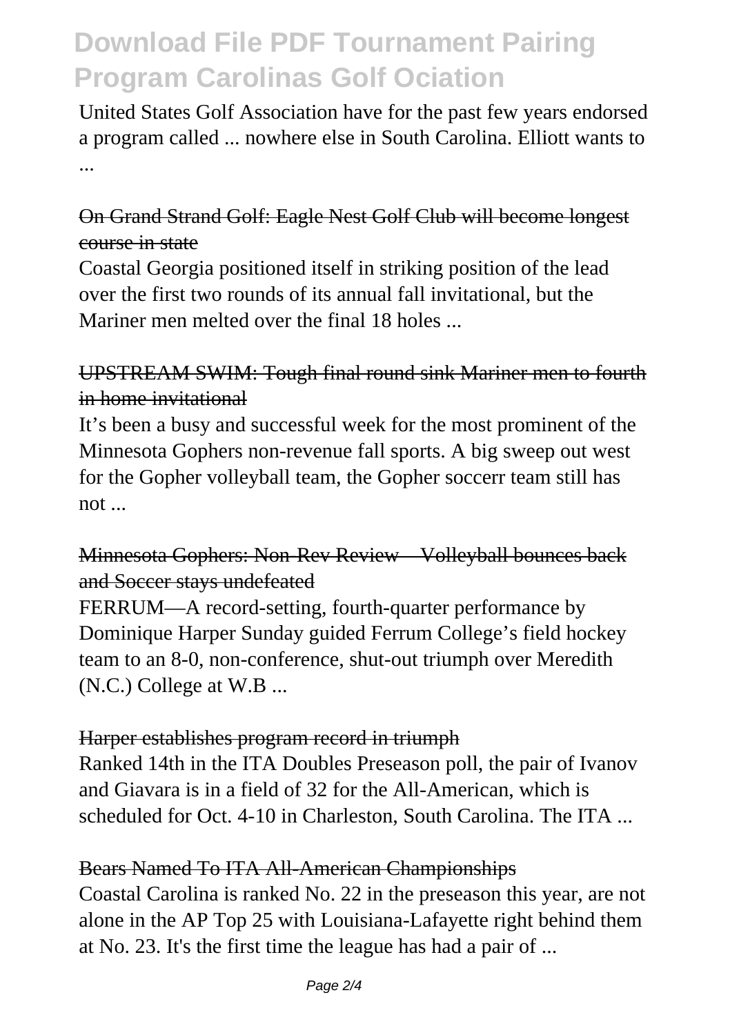United States Golf Association have for the past few years endorsed a program called ... nowhere else in South Carolina. Elliott wants to ...

## On Grand Strand Golf: Eagle Nest Golf Club will become longest course in state

Coastal Georgia positioned itself in striking position of the lead over the first two rounds of its annual fall invitational, but the Mariner men melted over the final 18 holes ...

## UPSTREAM SWIM: Tough final round sink Mariner men to fourth in home invitational

It's been a busy and successful week for the most prominent of the Minnesota Gophers non-revenue fall sports. A big sweep out west for the Gopher volleyball team, the Gopher soccerr team still has not ...

## Minnesota Gophers: Non-Rev Review – Volleyball bounces back and Soccer stays undefeated

FERRUM—A record-setting, fourth-quarter performance by Dominique Harper Sunday guided Ferrum College's field hockey team to an 8-0, non-conference, shut-out triumph over Meredith (N.C.) College at W.B ...

## Harper establishes program record in triumph

Ranked 14th in the ITA Doubles Preseason poll, the pair of Ivanov and Giavara is in a field of 32 for the All-American, which is scheduled for Oct. 4-10 in Charleston, South Carolina. The ITA ...

## Bears Named To ITA All-American Championships

Coastal Carolina is ranked No. 22 in the preseason this year, are not alone in the AP Top 25 with Louisiana-Lafayette right behind them at No. 23. It's the first time the league has had a pair of ...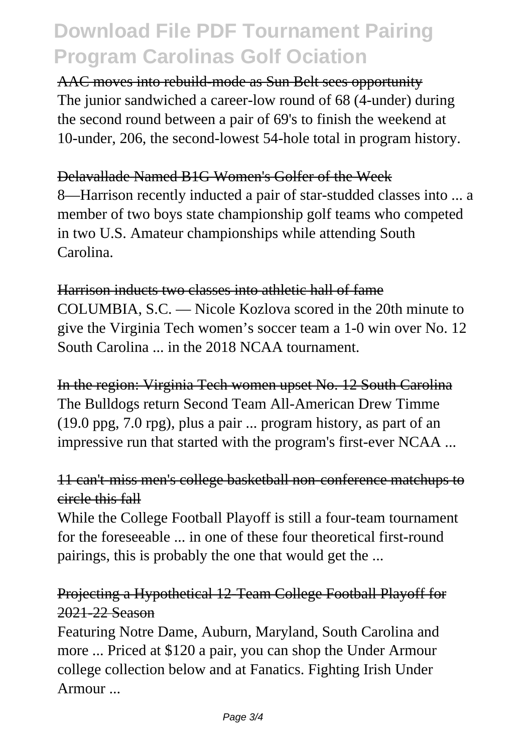AAC moves into rebuild-mode as Sun Belt sees opportunity

The junior sandwiched a career-low round of 68 (4-under) during the second round between a pair of 69's to finish the weekend at 10-under, 206, the second-lowest 54-hole total in program history.

Delavallade Named B1G Women's Golfer of the Week

8—Harrison recently inducted a pair of star-studded classes into ... a member of two boys state championship golf teams who competed in two U.S. Amateur championships while attending South Carolina.

Harrison inducts two classes into athletic hall of fame

COLUMBIA, S.C. — Nicole Kozlova scored in the 20th minute to give the Virginia Tech women's soccer team a 1-0 win over No. 12 South Carolina ... in the 2018 NCAA tournament.

In the region: Virginia Tech women upset No. 12 South Carolina

The Bulldogs return Second Team All-American Drew Timme (19.0 ppg, 7.0 rpg), plus a pair ... program history, as part of an impressive run that started with the program's first-ever NCAA ...

11 can't-miss men's college basketball non-conference matchups to circle this fall

While the College Football Playoff is still a four-team tournament for the foreseeable ... in one of these four theoretical first-round pairings, this is probably the one that would get the ...

Projecting a Hypothetical 12-Team College Football Playoff for 2021-22 Season

Featuring Notre Dame, Auburn, Maryland, South Carolina and more ... Priced at $120 a pair, you can shop the Under Armour college collection below and at Fanatics. Fighting Irish Under Armour ...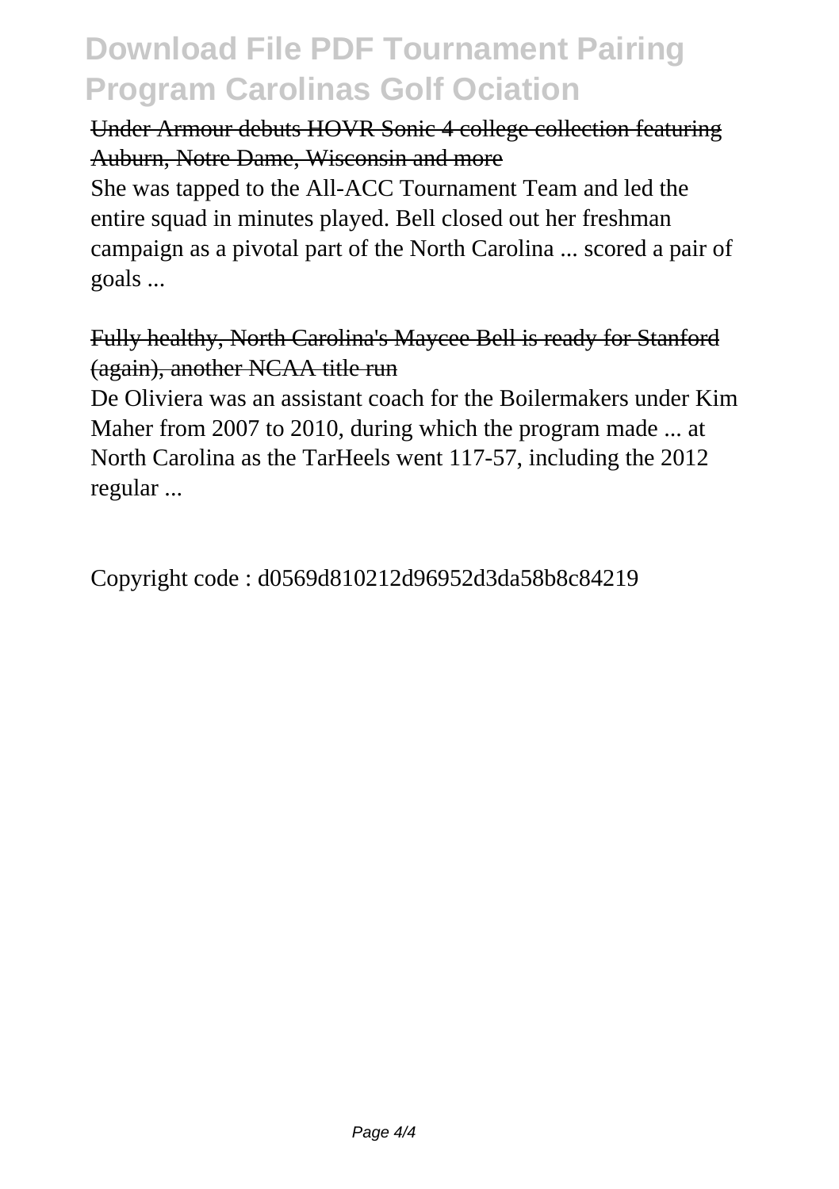Under Armour debuts HOVR Sonic 4 college collection featuring Auburn, Notre Dame, Wisconsin and more

She was tapped to the All-ACC Tournament Team and led the entire squad in minutes played. Bell closed out her freshman campaign as a pivotal part of the North Carolina ... scored a pair of goals ...

Fully healthy, North Carolina's Maycee Bell is ready for Stanford (again), another NCAA title run

De Oliviera was an assistant coach for the Boilermakers under Kim Maher from 2007 to 2010, during which the program made ... at North Carolina as the TarHeels went 117-57, including the 2012 regular ...

Copyright code : d0569d810212d96952d3da58b8c84219